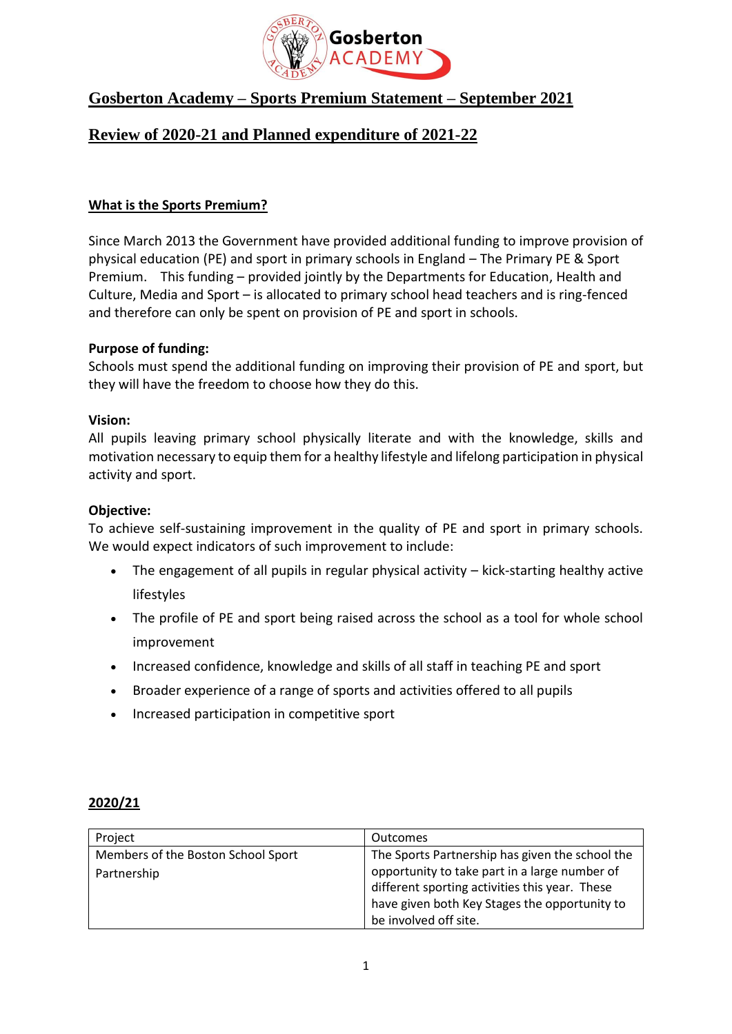# Gosberton Academy – Sports Premium Statement – September 2021

## Review of 2020-21 and Planned expenditure of 2021-22

### What is the Sports Premium?

Since March 2013 the Government have provided additional funding to improve provision of physical education (PE) and sport in primary schools in England – The Primary PE & Sport Premium. This funding – provided jointly by the Departments for Education, Health and Culture, Media and Sport – is allocated to primary school head teachers and is ring-fenced and therefore can only be spent on provision of PE and sport in schools.

**Purpose of funding:**
Schools must spend the additional funding on improving their provision of PE and sport, but they will have the freedom to choose how they do this.

**Vision:**
All pupils leaving primary school physically literate and with the knowledge, skills and motivation necessary to equip them for a healthy lifestyle and lifelong participation in physical activity and sport.

**Objective:**
To achieve self-sustaining improvement in the quality of PE and sport in primary schools. We would expect indicators of such improvement to include:

- The engagement of all pupils in regular physical activity – kick-starting healthy active lifestyles
- The profile of PE and sport being raised across the school as a tool for whole school improvement
- Increased confidence, knowledge and skills of all staff in teaching PE and sport
- Broader experience of a range of sports and activities offered to all pupils
- Increased participation in competitive sport

### 2020/21

| Project | Outcomes |
|---|---|
| Members of the Boston School Sport Partnership | The Sports Partnership has given the school the opportunity to take part in a large number of different sporting activities this year. These have given both Key Stages the opportunity to be involved off site. |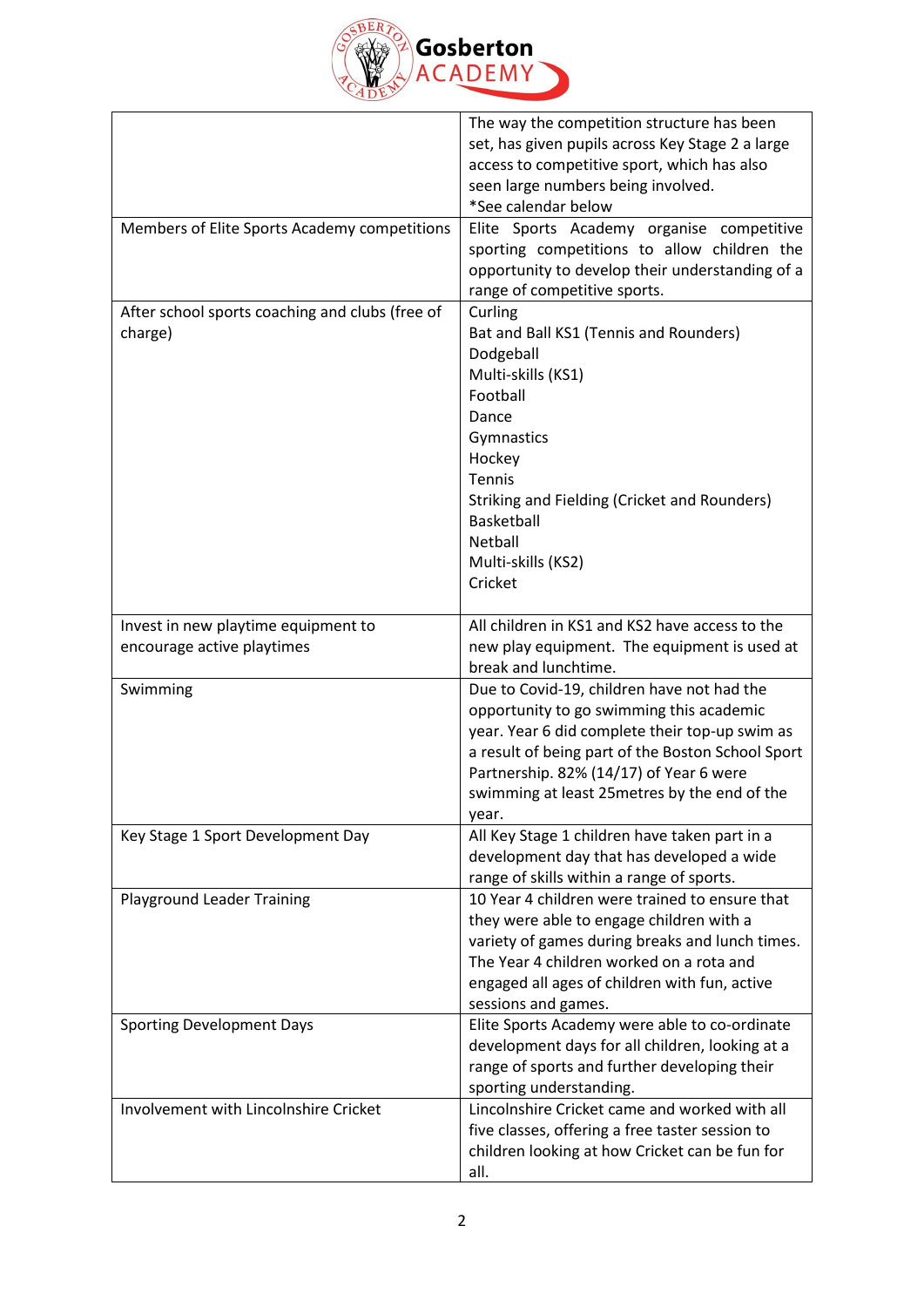| | |
|---|---|
| | The way the competition structure has been set, has given pupils across Key Stage 2 a large access to competitive sport, which has also seen large numbers being involved.<br>*See calendar below |
| Members of Elite Sports Academy competitions | Elite Sports Academy organise competitive sporting competitions to allow children the opportunity to develop their understanding of a range of competitive sports. |
| After school sports coaching and clubs (free of charge) | Curling<br>Bat and Ball KS1 (Tennis and Rounders)<br>Dodgeball<br>Multi-skills (KS1)<br>Football<br>Dance<br>Gymnastics<br>Hockey<br>Tennis<br>Striking and Fielding (Cricket and Rounders)<br>Basketball<br>Netball<br>Multi-skills (KS2)<br>Cricket |
| Invest in new playtime equipment to encourage active playtimes | All children in KS1 and KS2 have access to the new play equipment. The equipment is used at break and lunchtime. |
| Swimming | Due to Covid-19, children have not had the opportunity to go swimming this academic year. Year 6 did complete their top-up swim as a result of being part of the Boston School Sport Partnership. 82% (14/17) of Year 6 were swimming at least 25metres by the end of the year. |
| Key Stage 1 Sport Development Day | All Key Stage 1 children have taken part in a development day that has developed a wide range of skills within a range of sports. |
| Playground Leader Training | 10 Year 4 children were trained to ensure that they were able to engage children with a variety of games during breaks and lunch times. The Year 4 children worked on a rota and engaged all ages of children with fun, active sessions and games. |
| Sporting Development Days | Elite Sports Academy were able to co-ordinate development days for all children, looking at a range of sports and further developing their sporting understanding. |
| Involvement with Lincolnshire Cricket | Lincolnshire Cricket came and worked with all five classes, offering a free taster session to children looking at how Cricket can be fun for all. |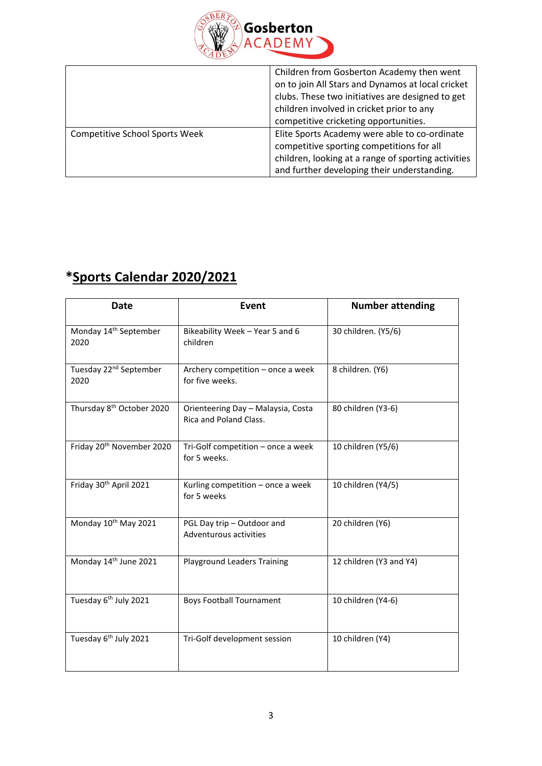| | |
|---|---|
| | Children from Gosberton Academy then went on to join All Stars and Dynamos at local cricket clubs. These two initiatives are designed to get children involved in cricket prior to any competitive cricketing opportunities. |
| Competitive School Sports Week | Elite Sports Academy were able to co-ordinate competitive sporting competitions for all children, looking at a range of sporting activities and further developing their understanding. |

## ***Sports Calendar 2020/2021**

| Date | Event | Number attending |
|---|---|---|
| Monday 14th September 2020 | Bikeability Week – Year 5 and 6 children | 30 children. (Y5/6) |
| Tuesday 22nd September 2020 | Archery competition – once a week for five weeks. | 8 children. (Y6) |
| Thursday 8th October 2020 | Orienteering Day – Malaysia, Costa Rica and Poland Class. | 80 children (Y3-6) |
| Friday 20th November 2020 | Tri-Golf competition – once a week for 5 weeks. | 10 children (Y5/6) |
| Friday 30th April 2021 | Kurling competition – once a week for 5 weeks | 10 children (Y4/5) |
| Monday 10th May 2021 | PGL Day trip – Outdoor and Adventurous activities | 20 children (Y6) |
| Monday 14th June 2021 | Playground Leaders Training | 12 children (Y3 and Y4) |
| Tuesday 6th July 2021 | Boys Football Tournament | 10 children (Y4-6) |
| Tuesday 6th July 2021 | Tri-Golf development session | 10 children (Y4) |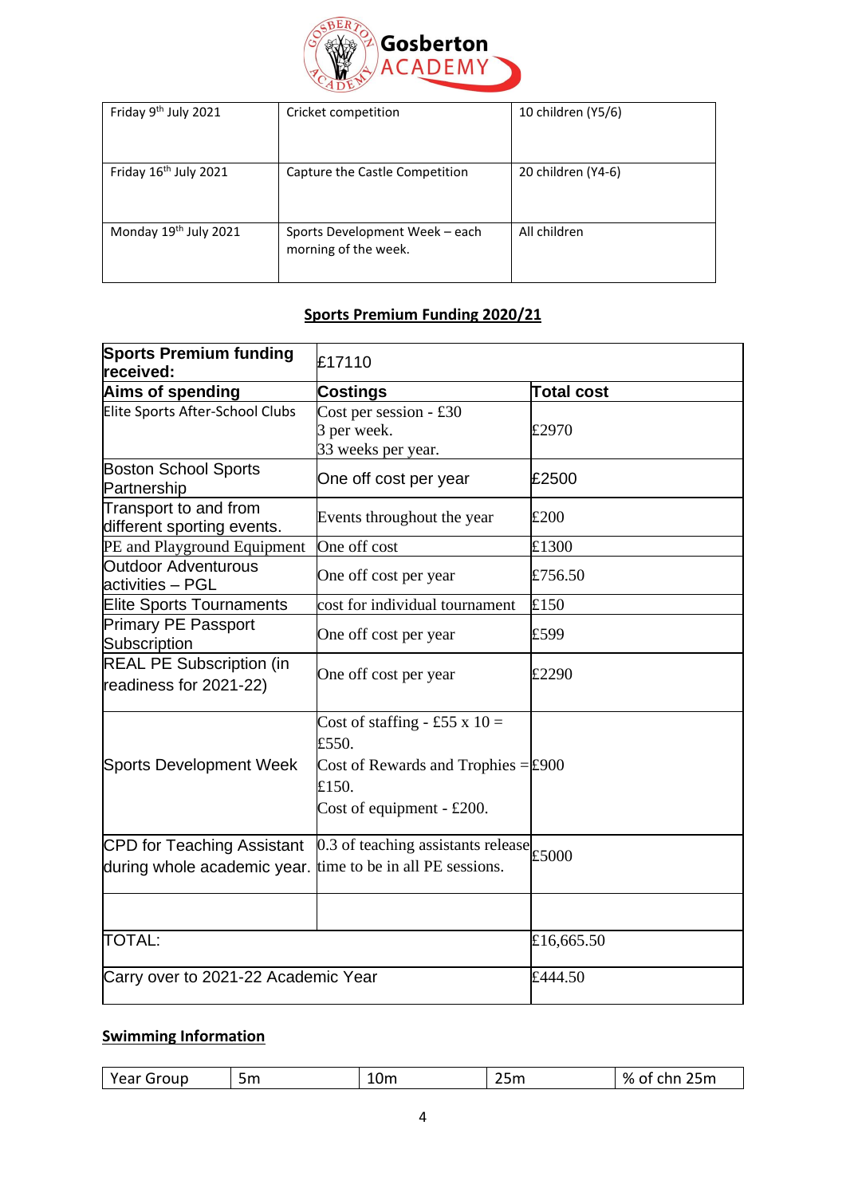| Friday 9th July 2021 | Cricket competition | 10 children (Y5/6) |
|---|---|---|
| Friday 16th July 2021 | Capture the Castle Competition | 20 children (Y4-6) |
| Monday 19th July 2021 | Sports Development Week – each morning of the week. | All children |

## Sports Premium Funding 2020/21

| **Sports Premium funding received:** | £17110 | |
|---|---|---|
| **Aims of spending** | **Costings** | **Total cost** |
| Elite Sports After-School Clubs | Cost per session - £30<br>3 per week.<br>33 weeks per year. | £2970 |
| Boston School Sports Partnership | One off cost per year | £2500 |
| Transport to and from different sporting events. | Events throughout the year | £200 |
| PE and Playground Equipment | One off cost | £1300 |
| Outdoor Adventurous activities – PGL | One off cost per year | £756.50 |
| Elite Sports Tournaments | cost for individual tournament | £150 |
| Primary PE Passport Subscription | One off cost per year | £599 |
| REAL PE Subscription (in readiness for 2021-22) | One off cost per year | £2290 |
| Sports Development Week | Cost of staffing - £55 x 10 = £550.<br>Cost of Rewards and Trophies = £150.<br>Cost of equipment - £200. | £900 |
| CPD for Teaching Assistant during whole academic year. | 0.3 of teaching assistants release time to be in all PE sessions. | £5000 |
| | | |
| TOTAL: | | £16,665.50 |
| Carry over to 2021-22 Academic Year | | £444.50 |

## Swimming Information

| Year Group | 5m | 10m | 25m | % of chn 25m |
|---|---|---|---|---|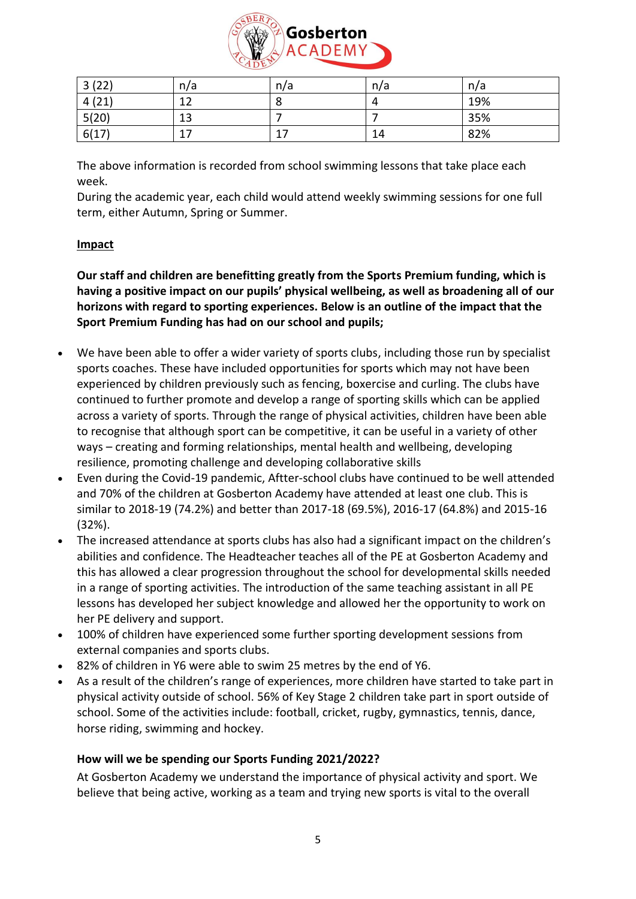| 3 (22) | n/a | n/a | n/a | n/a |
|---|---|---|---|---|
| 4 (21) | 12 | 8 | 4 | 19% |
| 5(20) | 13 | 7 | 7 | 35% |
| 6(17) | 17 | 17 | 14 | 82% |

The above information is recorded from school swimming lessons that take place each week.
During the academic year, each child would attend weekly swimming sessions for one full term, either Autumn, Spring or Summer.

**Impact**

**Our staff and children are benefitting greatly from the Sports Premium funding, which is having a positive impact on our pupils' physical wellbeing, as well as broadening all of our horizons with regard to sporting experiences. Below is an outline of the impact that the Sport Premium Funding has had on our school and pupils;**

- We have been able to offer a wider variety of sports clubs, including those run by specialist sports coaches. These have included opportunities for sports which may not have been experienced by children previously such as fencing, boxercise and curling. The clubs have continued to further promote and develop a range of sporting skills which can be applied across a variety of sports. Through the range of physical activities, children have been able to recognise that although sport can be competitive, it can be useful in a variety of other ways – creating and forming relationships, mental health and wellbeing, developing resilience, promoting challenge and developing collaborative skills
- Even during the Covid-19 pandemic, Aftter-school clubs have continued to be well attended and 70% of the children at Gosberton Academy have attended at least one club. This is similar to 2018-19 (74.2%) and better than 2017-18 (69.5%), 2016-17 (64.8%) and 2015-16 (32%).
- The increased attendance at sports clubs has also had a significant impact on the children's abilities and confidence. The Headteacher teaches all of the PE at Gosberton Academy and this has allowed a clear progression throughout the school for developmental skills needed in a range of sporting activities. The introduction of the same teaching assistant in all PE lessons has developed her subject knowledge and allowed her the opportunity to work on her PE delivery and support.
- 100% of children have experienced some further sporting development sessions from external companies and sports clubs.
- 82% of children in Y6 were able to swim 25 metres by the end of Y6.
- As a result of the children's range of experiences, more children have started to take part in physical activity outside of school. 56% of Key Stage 2 children take part in sport outside of school. Some of the activities include: football, cricket, rugby, gymnastics, tennis, dance, horse riding, swimming and hockey.

**How will we be spending our Sports Funding 2021/2022?**

At Gosberton Academy we understand the importance of physical activity and sport. We believe that being active, working as a team and trying new sports is vital to the overall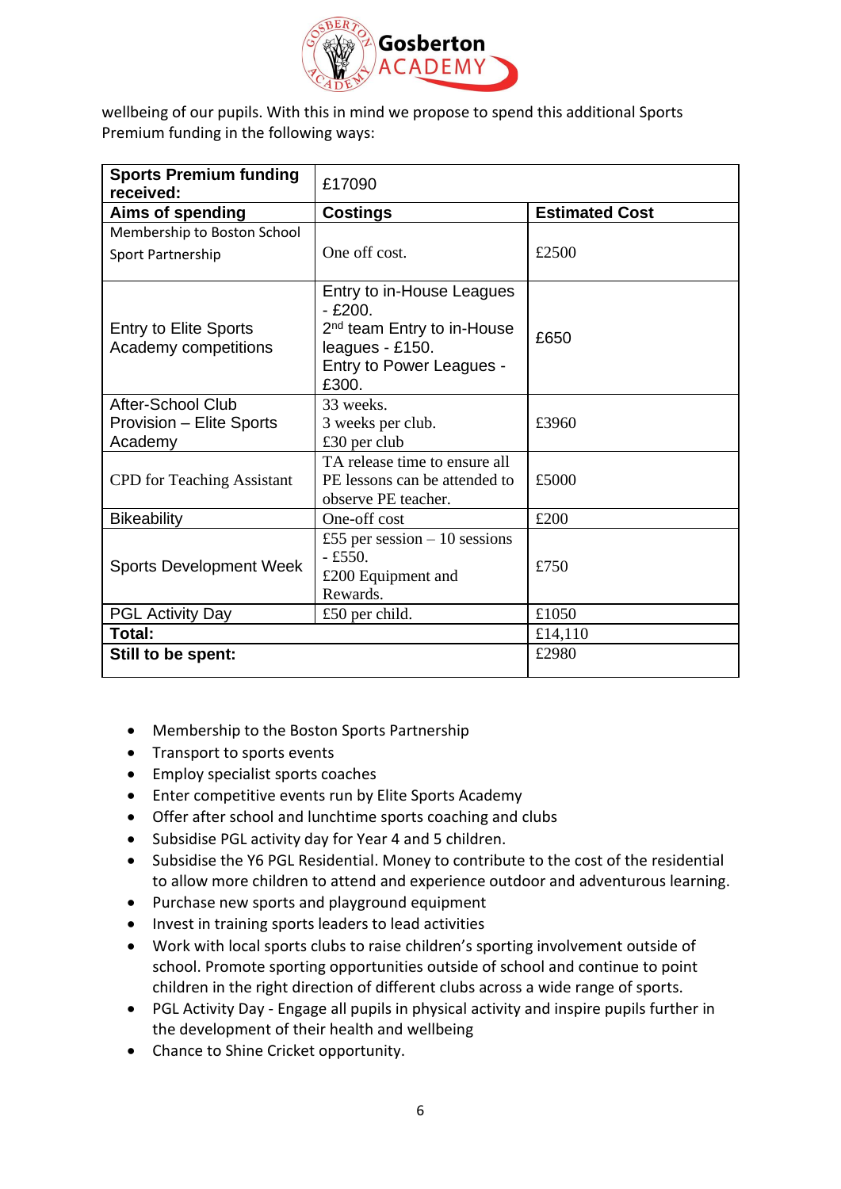wellbeing of our pupils. With this in mind we propose to spend this additional Sports Premium funding in the following ways:

| **Sports Premium funding received:** | £17090 | |
|---|---|---|
| **Aims of spending** | **Costings** | **Estimated Cost** |
| Membership to Boston School Sport Partnership | One off cost. | £2500 |
| Entry to Elite Sports Academy competitions | Entry to in-House Leagues - £200.<br>2nd team Entry to in-House leagues - £150.<br>Entry to Power Leagues - £300. | £650 |
| After-School Club Provision – Elite Sports Academy | 33 weeks.<br>3 weeks per club.<br>£30 per club | £3960 |
| CPD for Teaching Assistant | TA release time to ensure all PE lessons can be attended to observe PE teacher. | £5000 |
| Bikeability | One-off cost | £200 |
| Sports Development Week | £55 per session – 10 sessions - £550.<br>£200 Equipment and Rewards. | £750 |
| PGL Activity Day | £50 per child. | £1050 |
| **Total:** | | £14,110 |
| **Still to be spent:** | | £2980 |

- Membership to the Boston Sports Partnership
- Transport to sports events
- Employ specialist sports coaches
- Enter competitive events run by Elite Sports Academy
- Offer after school and lunchtime sports coaching and clubs
- Subsidise PGL activity day for Year 4 and 5 children.
- Subsidise the Y6 PGL Residential. Money to contribute to the cost of the residential to allow more children to attend and experience outdoor and adventurous learning.
- Purchase new sports and playground equipment
- Invest in training sports leaders to lead activities
- Work with local sports clubs to raise children's sporting involvement outside of school. Promote sporting opportunities outside of school and continue to point children in the right direction of different clubs across a wide range of sports.
- PGL Activity Day - Engage all pupils in physical activity and inspire pupils further in the development of their health and wellbeing
- Chance to Shine Cricket opportunity.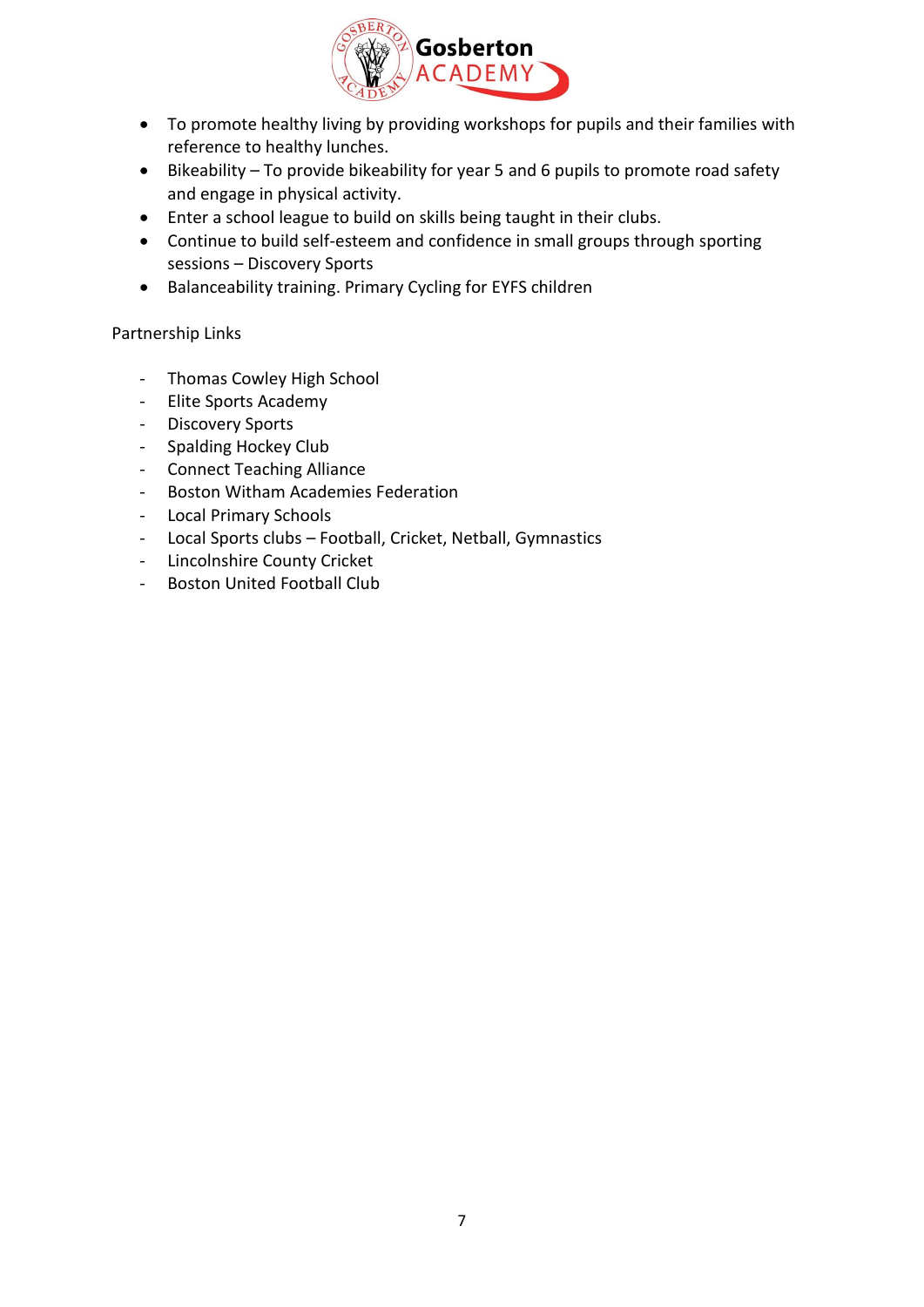- To promote healthy living by providing workshops for pupils and their families with reference to healthy lunches.
- Bikeability – To provide bikeability for year 5 and 6 pupils to promote road safety and engage in physical activity.
- Enter a school league to build on skills being taught in their clubs.
- Continue to build self-esteem and confidence in small groups through sporting sessions – Discovery Sports
- Balanceability training. Primary Cycling for EYFS children

Partnership Links

- Thomas Cowley High School
- Elite Sports Academy
- Discovery Sports
- Spalding Hockey Club
- Connect Teaching Alliance
- Boston Witham Academies Federation
- Local Primary Schools
- Local Sports clubs – Football, Cricket, Netball, Gymnastics
- Lincolnshire County Cricket
- Boston United Football Club